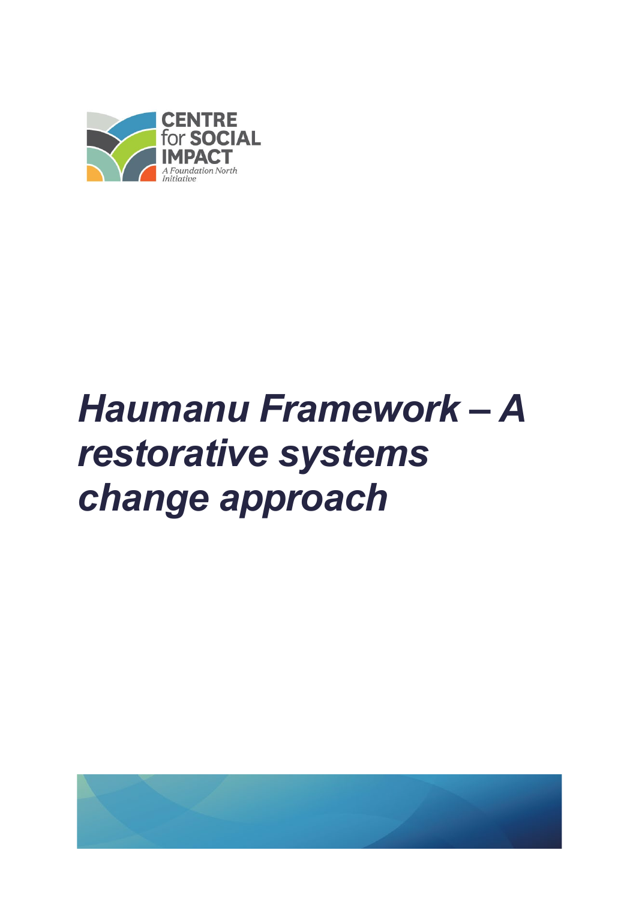CENTRE for SOCIAL IMPACT

*A Foundation North Initiative*

# *Haumanu Framework – A restorative systems change approach*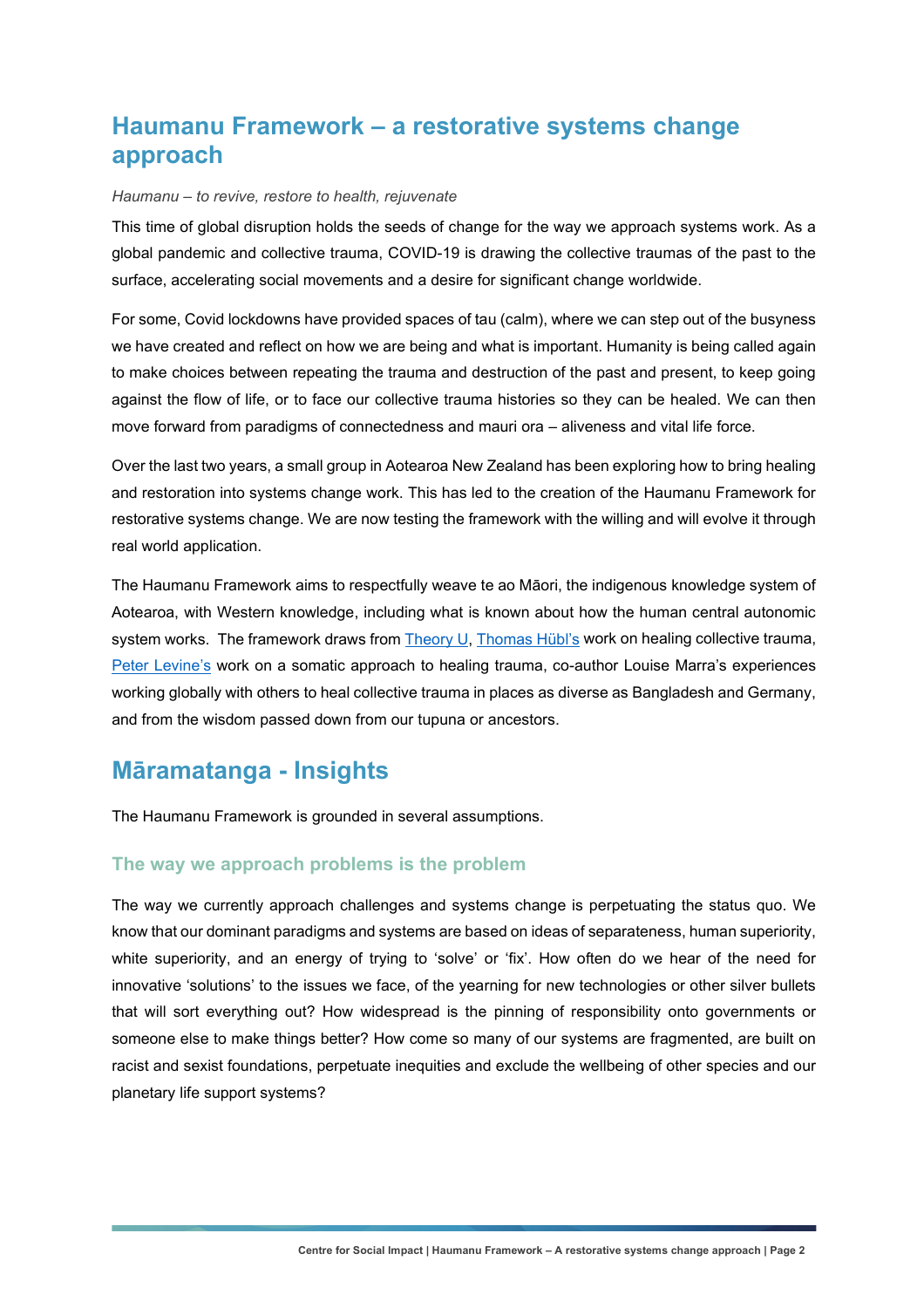# Haumanu Framework – a restorative systems change approach

*Haumanu – to revive, restore to health, rejuvenate*

This time of global disruption holds the seeds of change for the way we approach systems work. As a global pandemic and collective trauma, COVID-19 is drawing the collective traumas of the past to the surface, accelerating social movements and a desire for significant change worldwide.

For some, Covid lockdowns have provided spaces of tau (calm), where we can step out of the busyness we have created and reflect on how we are being and what is important. Humanity is being called again to make choices between repeating the trauma and destruction of the past and present, to keep going against the flow of life, or to face our collective trauma histories so they can be healed. We can then move forward from paradigms of connectedness and mauri ora – aliveness and vital life force.

Over the last two years, a small group in Aotearoa New Zealand has been exploring how to bring healing and restoration into systems change work. This has led to the creation of the Haumanu Framework for restorative systems change. We are now testing the framework with the willing and will evolve it through real world application.

The Haumanu Framework aims to respectfully weave te ao Māori, the indigenous knowledge system of Aotearoa, with Western knowledge, including what is known about how the human central autonomic system works. The framework draws from Theory U, Thomas Hübl's work on healing collective trauma, Peter Levine's work on a somatic approach to healing trauma, co-author Louise Marra's experiences working globally with others to heal collective trauma in places as diverse as Bangladesh and Germany, and from the wisdom passed down from our tupuna or ancestors.

## Māramatanga - Insights

The Haumanu Framework is grounded in several assumptions.

### The way we approach problems is the problem

The way we currently approach challenges and systems change is perpetuating the status quo. We know that our dominant paradigms and systems are based on ideas of separateness, human superiority, white superiority, and an energy of trying to 'solve' or 'fix'. How often do we hear of the need for innovative 'solutions' to the issues we face, of the yearning for new technologies or other silver bullets that will sort everything out? How widespread is the pinning of responsibility onto governments or someone else to make things better? How come so many of our systems are fragmented, are built on racist and sexist foundations, perpetuate inequities and exclude the wellbeing of other species and our planetary life support systems?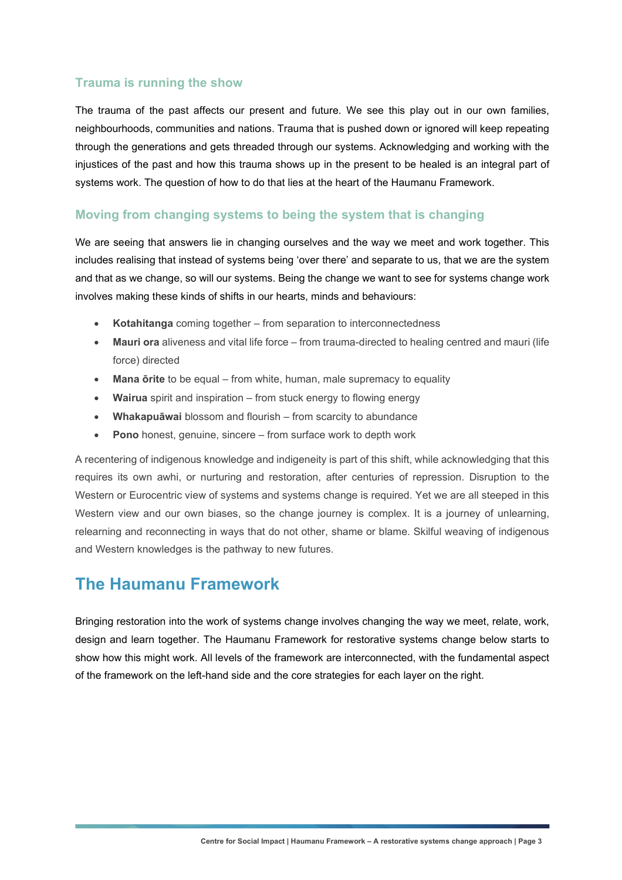### Trauma is running the show

The trauma of the past affects our present and future. We see this play out in our own families, neighbourhoods, communities and nations. Trauma that is pushed down or ignored will keep repeating through the generations and gets threaded through our systems. Acknowledging and working with the injustices of the past and how this trauma shows up in the present to be healed is an integral part of systems work. The question of how to do that lies at the heart of the Haumanu Framework.

### Moving from changing systems to being the system that is changing

We are seeing that answers lie in changing ourselves and the way we meet and work together. This includes realising that instead of systems being 'over there' and separate to us, that we are the system and that as we change, so will our systems. Being the change we want to see for systems change work involves making these kinds of shifts in our hearts, minds and behaviours:

- **Kotahitanga** coming together – from separation to interconnectedness
- **Mauri ora** aliveness and vital life force – from trauma-directed to healing centred and mauri (life force) directed
- **Mana ōrite** to be equal – from white, human, male supremacy to equality
- **Wairua** spirit and inspiration – from stuck energy to flowing energy
- **Whakapuāwai** blossom and flourish – from scarcity to abundance
- **Pono** honest, genuine, sincere – from surface work to depth work

A recentering of indigenous knowledge and indigeneity is part of this shift, while acknowledging that this requires its own awhi, or nurturing and restoration, after centuries of repression. Disruption to the Western or Eurocentric view of systems and systems change is required. Yet we are all steeped in this Western view and our own biases, so the change journey is complex. It is a journey of unlearning, relearning and reconnecting in ways that do not other, shame or blame. Skilful weaving of indigenous and Western knowledges is the pathway to new futures.

## The Haumanu Framework

Bringing restoration into the work of systems change involves changing the way we meet, relate, work, design and learn together. The Haumanu Framework for restorative systems change below starts to show how this might work. All levels of the framework are interconnected, with the fundamental aspect of the framework on the left-hand side and the core strategies for each layer on the right.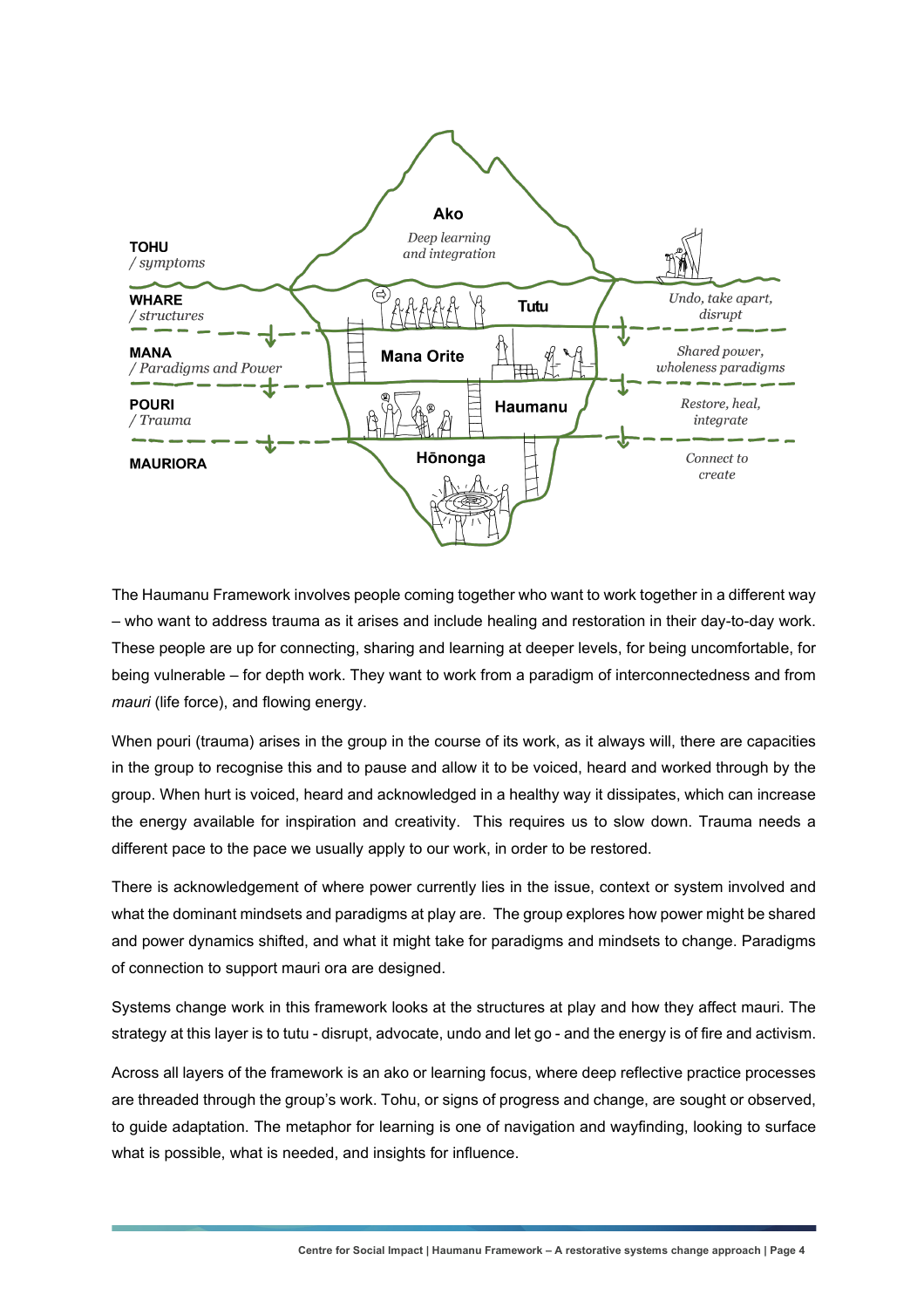TOHU / *symptoms*

**Ako**
*Deep learning and integration*

WHARE / *structures* — **Tutu** — *Undo, take apart, disrupt*

MANA / *Paradigms and Power* — **Mana Orite** — *Shared power, wholeness paradigms*

POURI / *Trauma* — **Haumanu** — *Restore, heal, integrate*

MAURIORA — **Hōnonga** — *Connect to create*

The Haumanu Framework involves people coming together who want to work together in a different way – who want to address trauma as it arises and include healing and restoration in their day-to-day work. These people are up for connecting, sharing and learning at deeper levels, for being uncomfortable, for being vulnerable – for depth work. They want to work from a paradigm of interconnectedness and from *mauri* (life force), and flowing energy.

When pouri (trauma) arises in the group in the course of its work, as it always will, there are capacities in the group to recognise this and to pause and allow it to be voiced, heard and worked through by the group. When hurt is voiced, heard and acknowledged in a healthy way it dissipates, which can increase the energy available for inspiration and creativity. This requires us to slow down. Trauma needs a different pace to the pace we usually apply to our work, in order to be restored.

There is acknowledgement of where power currently lies in the issue, context or system involved and what the dominant mindsets and paradigms at play are. The group explores how power might be shared and power dynamics shifted, and what it might take for paradigms and mindsets to change. Paradigms of connection to support mauri ora are designed.

Systems change work in this framework looks at the structures at play and how they affect mauri. The strategy at this layer is to tutu - disrupt, advocate, undo and let go - and the energy is of fire and activism.

Across all layers of the framework is an ako or learning focus, where deep reflective practice processes are threaded through the group's work. Tohu, or signs of progress and change, are sought or observed, to guide adaptation. The metaphor for learning is one of navigation and wayfinding, looking to surface what is possible, what is needed, and insights for influence.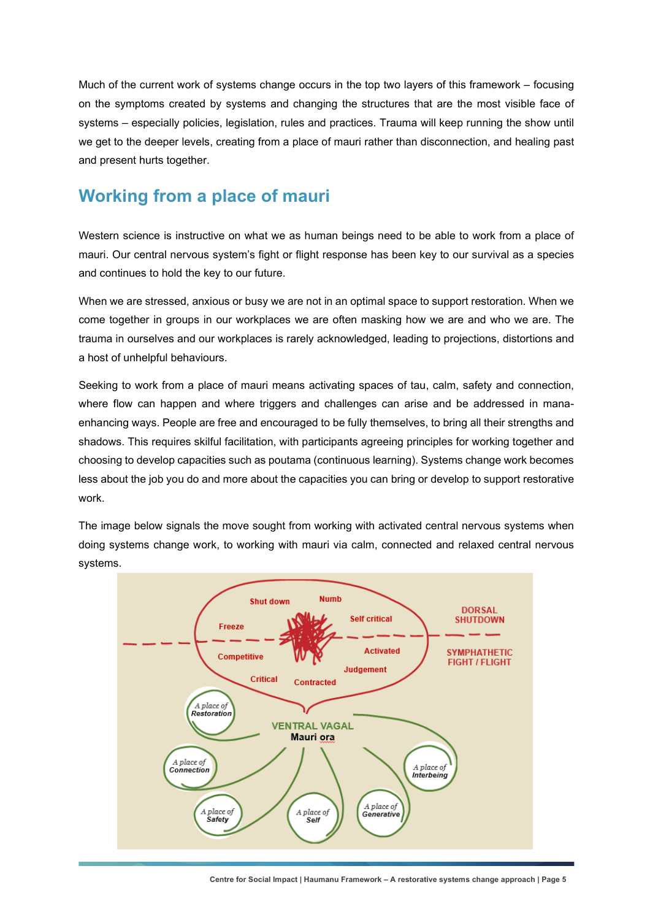Much of the current work of systems change occurs in the top two layers of this framework – focusing on the symptoms created by systems and changing the structures that are the most visible face of systems – especially policies, legislation, rules and practices. Trauma will keep running the show until we get to the deeper levels, creating from a place of mauri rather than disconnection, and healing past and present hurts together.

## Working from a place of mauri

Western science is instructive on what we as human beings need to be able to work from a place of mauri. Our central nervous system's fight or flight response has been key to our survival as a species and continues to hold the key to our future.

When we are stressed, anxious or busy we are not in an optimal space to support restoration. When we come together in groups in our workplaces we are often masking how we are and who we are. The trauma in ourselves and our workplaces is rarely acknowledged, leading to projections, distortions and a host of unhelpful behaviours.

Seeking to work from a place of mauri means activating spaces of tau, calm, safety and connection, where flow can happen and where triggers and challenges can arise and be addressed in mana-enhancing ways. People are free and encouraged to be fully themselves, to bring all their strengths and shadows. This requires skilful facilitation, with participants agreeing principles for working together and choosing to develop capacities such as poutama (continuous learning). Systems change work becomes less about the job you do and more about the capacities you can bring or develop to support restorative work.

The image below signals the move sought from working with activated central nervous systems when doing systems change work, to working with mauri via calm, connected and relaxed central nervous systems.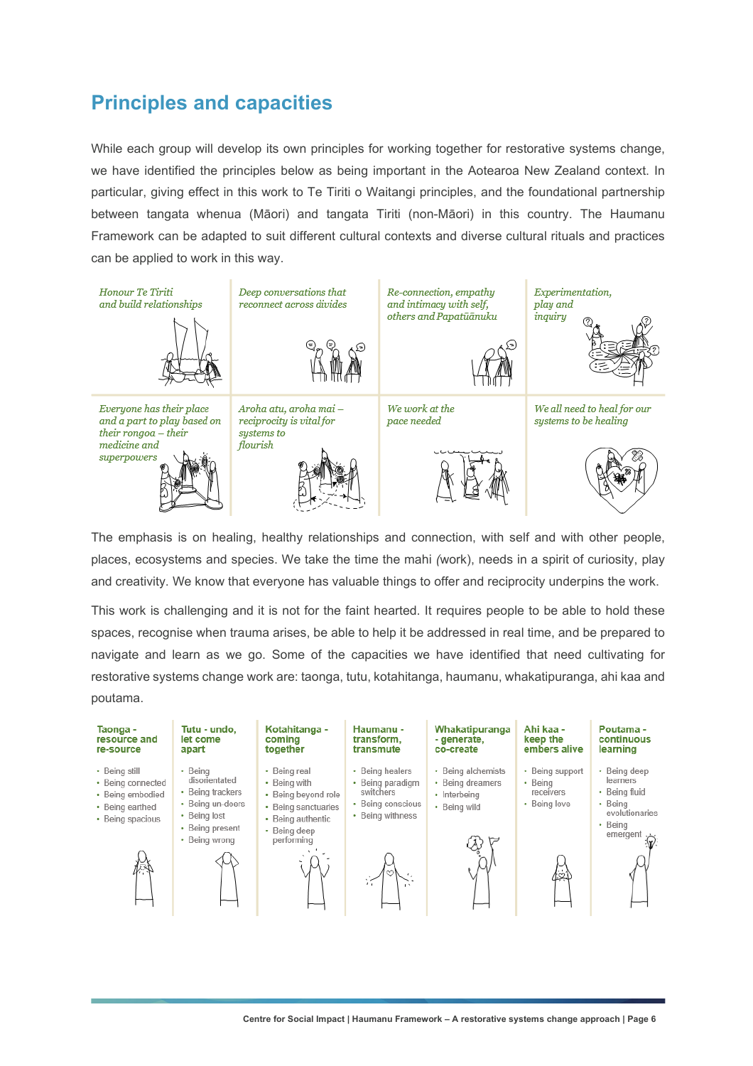## Principles and capacities

While each group will develop its own principles for working together for restorative systems change, we have identified the principles below as being important in the Aotearoa New Zealand context. In particular, giving effect in this work to Te Tiriti o Waitangi principles, and the foundational partnership between tangata whenua (Māori) and tangata Tiriti (non-Māori) in this country. The Haumanu Framework can be adapted to suit different cultural contexts and diverse cultural rituals and practices can be applied to work in this way.

| | | | |
|---|---|---|---|
| *Honour Te Tiriti and build relationships* | *Deep conversations that reconnect across divides* | *Re-connection, empathy and intimacy with self, others and Papatūānuku* | *Experimentation, play and inquiry* |
| *Everyone has their place and a part to play based on their rongoa – their medicine and superpowers* | *Aroha atu, aroha mai – reciprocity is vital for systems to flourish* | *We work at the pace needed* | *We all need to heal for our systems to be healing* |

The emphasis is on healing, healthy relationships and connection, with self and with other people, places, ecosystems and species. We take the time the mahi *(*work), needs in a spirit of curiosity, play and creativity. We know that everyone has valuable things to offer and reciprocity underpins the work.

This work is challenging and it is not for the faint hearted. It requires people to be able to hold these spaces, recognise when trauma arises, be able to help it be addressed in real time, and be prepared to navigate and learn as we go. Some of the capacities we have identified that need cultivating for restorative systems change work are: taonga, tutu, kotahitanga, haumanu, whakatipuranga, ahi kaa and poutama.

| Taonga - resource and re-source | Tutu - undo, let come apart | Kotahitanga - coming together | Haumanu - transform, transmute | Whakatipuranga - generate, co-create | Ahi kaa - keep the embers alive | Poutama - continuous learning |
|---|---|---|---|---|---|---|
| • Being still<br>• Being connected<br>• Being embodied<br>• Being earthed<br>• Being spacious | • Being disorientated<br>• Being trackers<br>• Being un-doers<br>• Being lost<br>• Being present<br>• Being wrong | • Being real<br>• Being with<br>• Being beyond role<br>• Being sanctuaries<br>• Being authentic<br>• Being deep performing | • Being healers<br>• Being paradigm switchers<br>• Being conscious<br>• Being withness | • Being alchemists<br>• Being dreamers<br>• Interbeing<br>• Being wild | • Being support<br>• Being receivers<br>• Being love | • Being deep learners<br>• Being fluid<br>• Being evolutionaries<br>• Being emergent |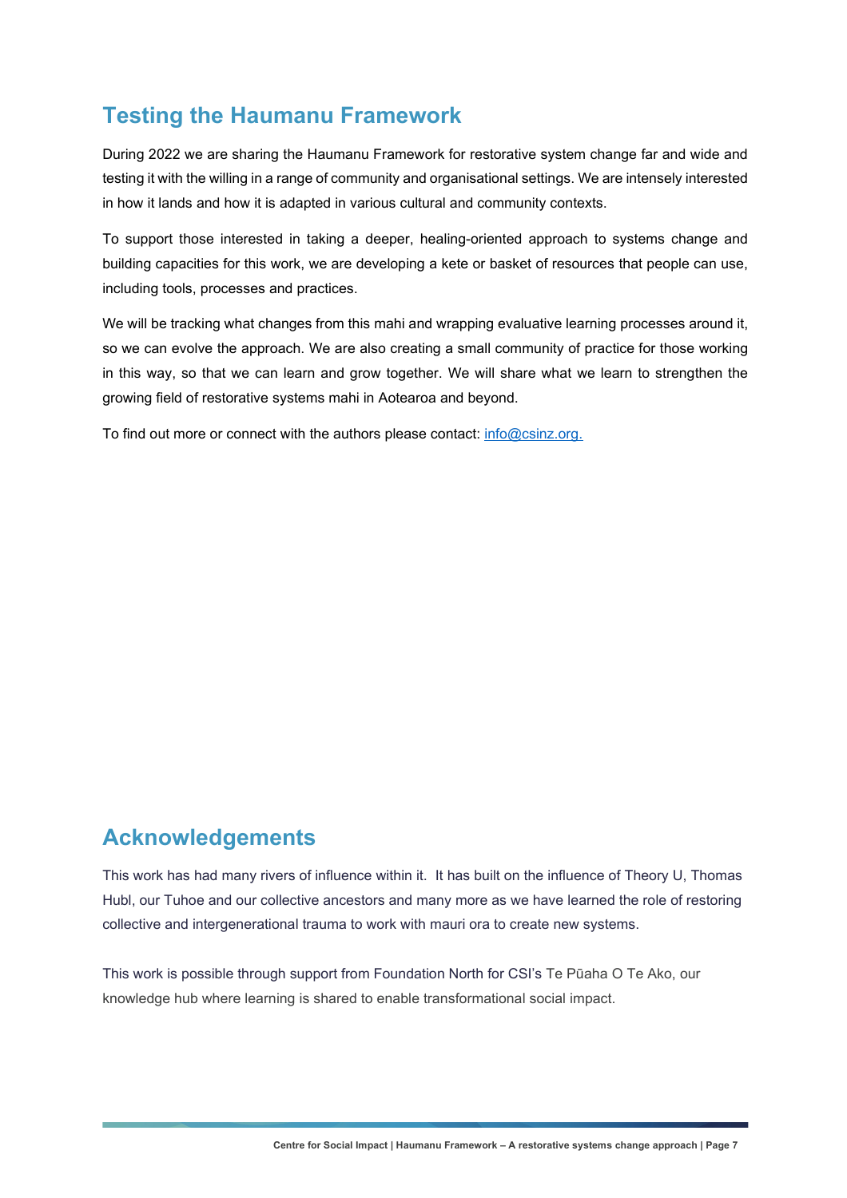## Testing the Haumanu Framework

During 2022 we are sharing the Haumanu Framework for restorative system change far and wide and testing it with the willing in a range of community and organisational settings. We are intensely interested in how it lands and how it is adapted in various cultural and community contexts.

To support those interested in taking a deeper, healing-oriented approach to systems change and building capacities for this work, we are developing a kete or basket of resources that people can use, including tools, processes and practices.

We will be tracking what changes from this mahi and wrapping evaluative learning processes around it, so we can evolve the approach. We are also creating a small community of practice for those working in this way, so that we can learn and grow together. We will share what we learn to strengthen the growing field of restorative systems mahi in Aotearoa and beyond.

To find out more or connect with the authors please contact: info@csinz.org.

## Acknowledgements

This work has had many rivers of influence within it. It has built on the influence of Theory U, Thomas Hubl, our Tuhoe and our collective ancestors and many more as we have learned the role of restoring collective and intergenerational trauma to work with mauri ora to create new systems.

This work is possible through support from Foundation North for CSI's Te Pūaha O Te Ako, our knowledge hub where learning is shared to enable transformational social impact.